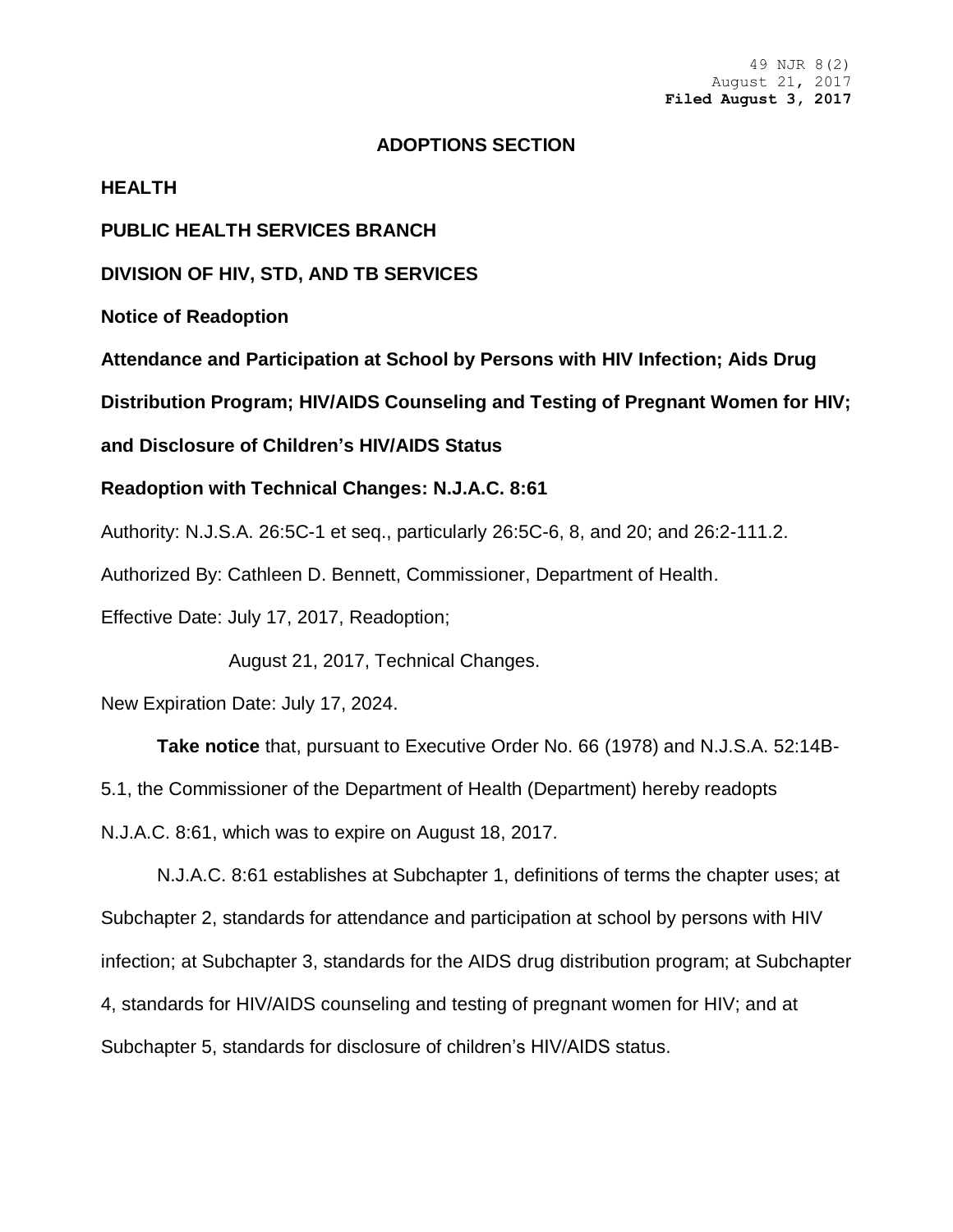49 NJR 8(2)
August 21, 2017
**Filed August 3, 2017**

## ADOPTIONS SECTION

**HEALTH**

**PUBLIC HEALTH SERVICES BRANCH**

**DIVISION OF HIV, STD, AND TB SERVICES**

**Notice of Readoption**

**Attendance and Participation at School by Persons with HIV Infection; Aids Drug Distribution Program; HIV/AIDS Counseling and Testing of Pregnant Women for HIV; and Disclosure of Children's HIV/AIDS Status**

**Readoption with Technical Changes: N.J.A.C. 8:61**

Authority: N.J.S.A. 26:5C-1 et seq., particularly 26:5C-6, 8, and 20; and 26:2-111.2.

Authorized By: Cathleen D. Bennett, Commissioner, Department of Health.

Effective Date: July 17, 2017, Readoption;

August 21, 2017, Technical Changes.

New Expiration Date: July 17, 2024.

**Take notice** that, pursuant to Executive Order No. 66 (1978) and N.J.S.A. 52:14B-5.1, the Commissioner of the Department of Health (Department) hereby readopts N.J.A.C. 8:61, which was to expire on August 18, 2017.

N.J.A.C. 8:61 establishes at Subchapter 1, definitions of terms the chapter uses; at Subchapter 2, standards for attendance and participation at school by persons with HIV infection; at Subchapter 3, standards for the AIDS drug distribution program; at Subchapter 4, standards for HIV/AIDS counseling and testing of pregnant women for HIV; and at Subchapter 5, standards for disclosure of children's HIV/AIDS status.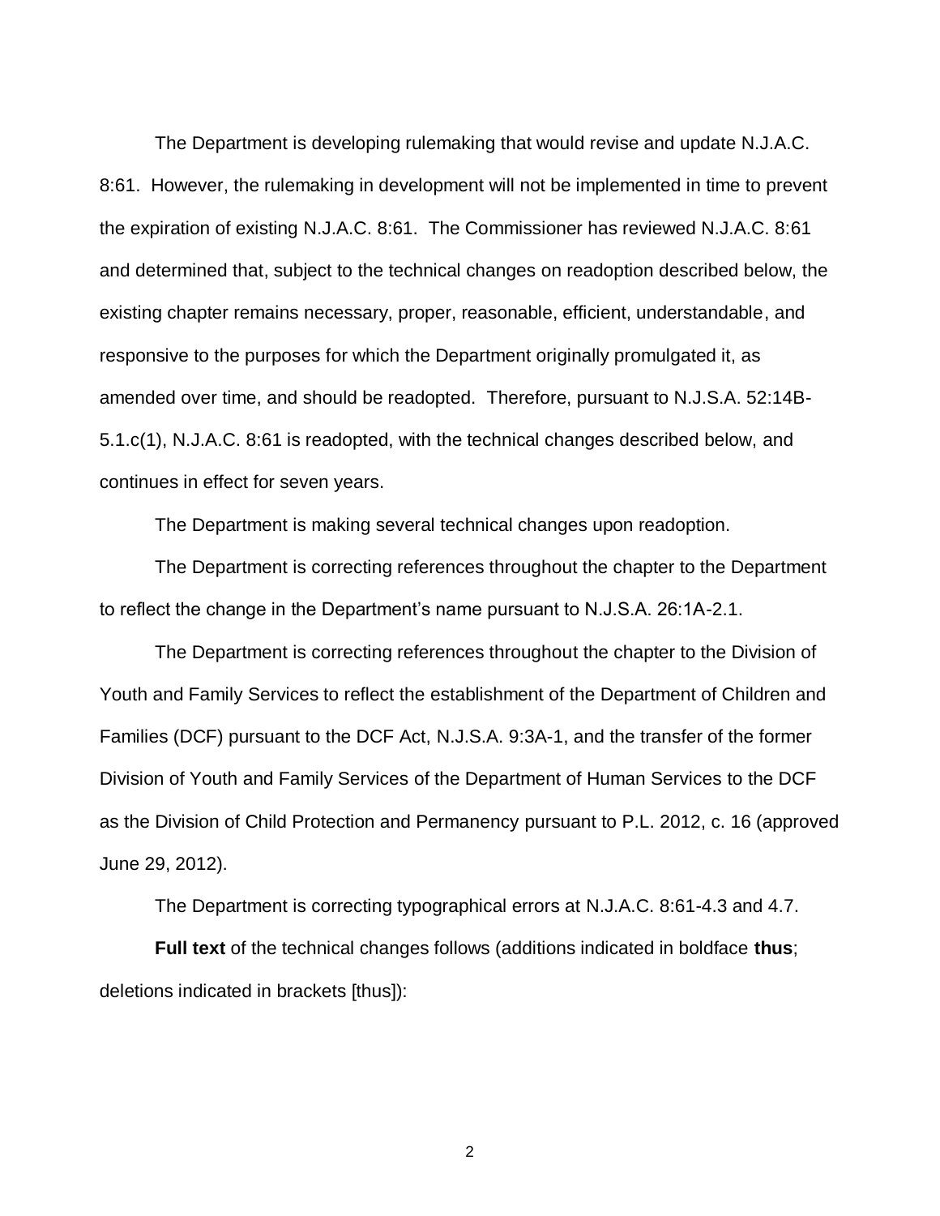The Department is developing rulemaking that would revise and update N.J.A.C. 8:61. However, the rulemaking in development will not be implemented in time to prevent the expiration of existing N.J.A.C. 8:61. The Commissioner has reviewed N.J.A.C. 8:61 and determined that, subject to the technical changes on readoption described below, the existing chapter remains necessary, proper, reasonable, efficient, understandable, and responsive to the purposes for which the Department originally promulgated it, as amended over time, and should be readopted. Therefore, pursuant to N.J.S.A. 52:14B-5.1.c(1), N.J.A.C. 8:61 is readopted, with the technical changes described below, and continues in effect for seven years.

The Department is making several technical changes upon readoption.

The Department is correcting references throughout the chapter to the Department to reflect the change in the Department's name pursuant to N.J.S.A. 26:1A-2.1.

The Department is correcting references throughout the chapter to the Division of Youth and Family Services to reflect the establishment of the Department of Children and Families (DCF) pursuant to the DCF Act, N.J.S.A. 9:3A-1, and the transfer of the former Division of Youth and Family Services of the Department of Human Services to the DCF as the Division of Child Protection and Permanency pursuant to P.L. 2012, c. 16 (approved June 29, 2012).

The Department is correcting typographical errors at N.J.A.C. 8:61-4.3 and 4.7.

**Full text** of the technical changes follows (additions indicated in boldface **thus**; deletions indicated in brackets [thus]):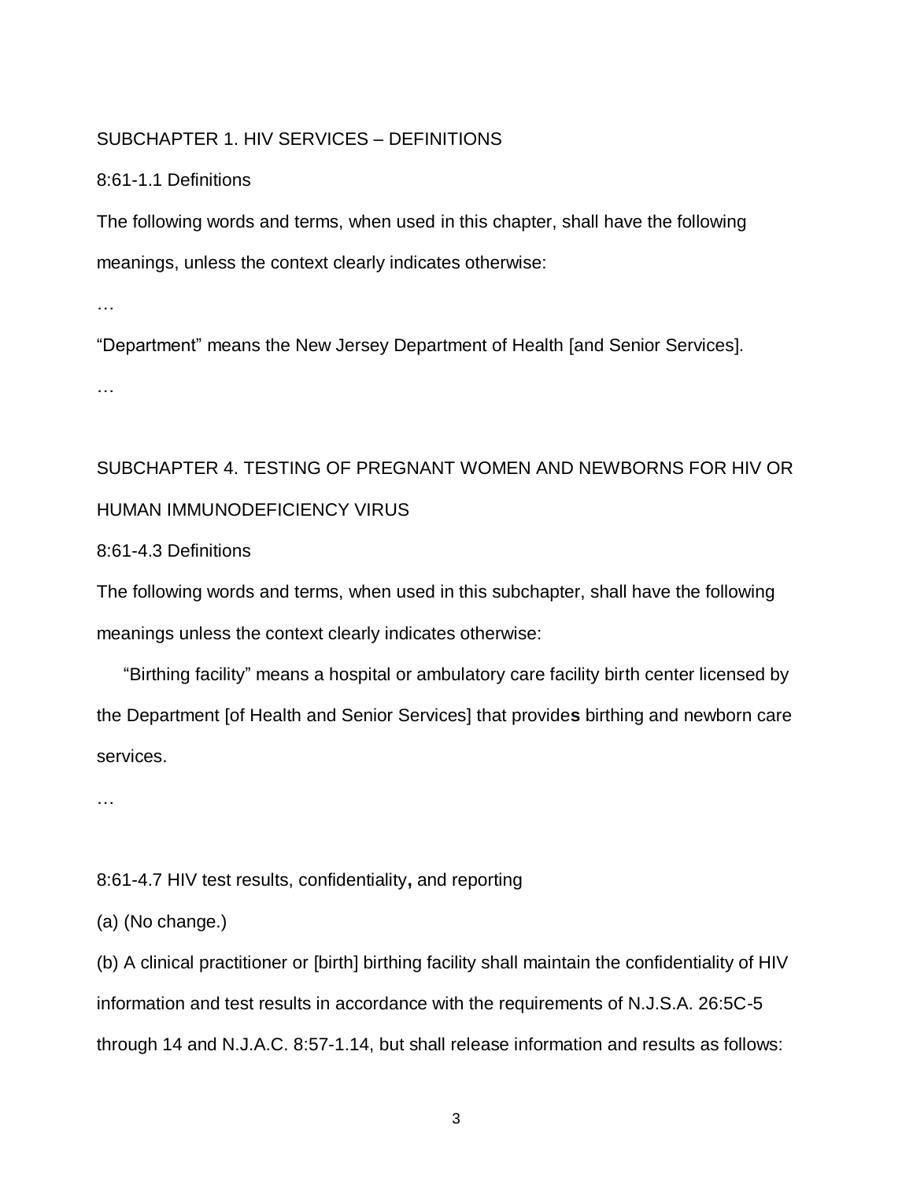SUBCHAPTER 1. HIV SERVICES – DEFINITIONS

8:61-1.1 Definitions

The following words and terms, when used in this chapter, shall have the following meanings, unless the context clearly indicates otherwise:

…

"Department" means the New Jersey Department of Health [and Senior Services].

…

SUBCHAPTER 4. TESTING OF PREGNANT WOMEN AND NEWBORNS FOR HIV OR HUMAN IMMUNODEFICIENCY VIRUS

8:61-4.3 Definitions

The following words and terms, when used in this subchapter, shall have the following meanings unless the context clearly indicates otherwise:

"Birthing facility" means a hospital or ambulatory care facility birth center licensed by the Department [of Health and Senior Services] that provide**s** birthing and newborn care services.

…

8:61-4.7 HIV test results, confidentiality**,** and reporting

(a) (No change.)

(b) A clinical practitioner or [birth] birthing facility shall maintain the confidentiality of HIV information and test results in accordance with the requirements of N.J.S.A. 26:5C-5 through 14 and N.J.A.C. 8:57-1.14, but shall release information and results as follows: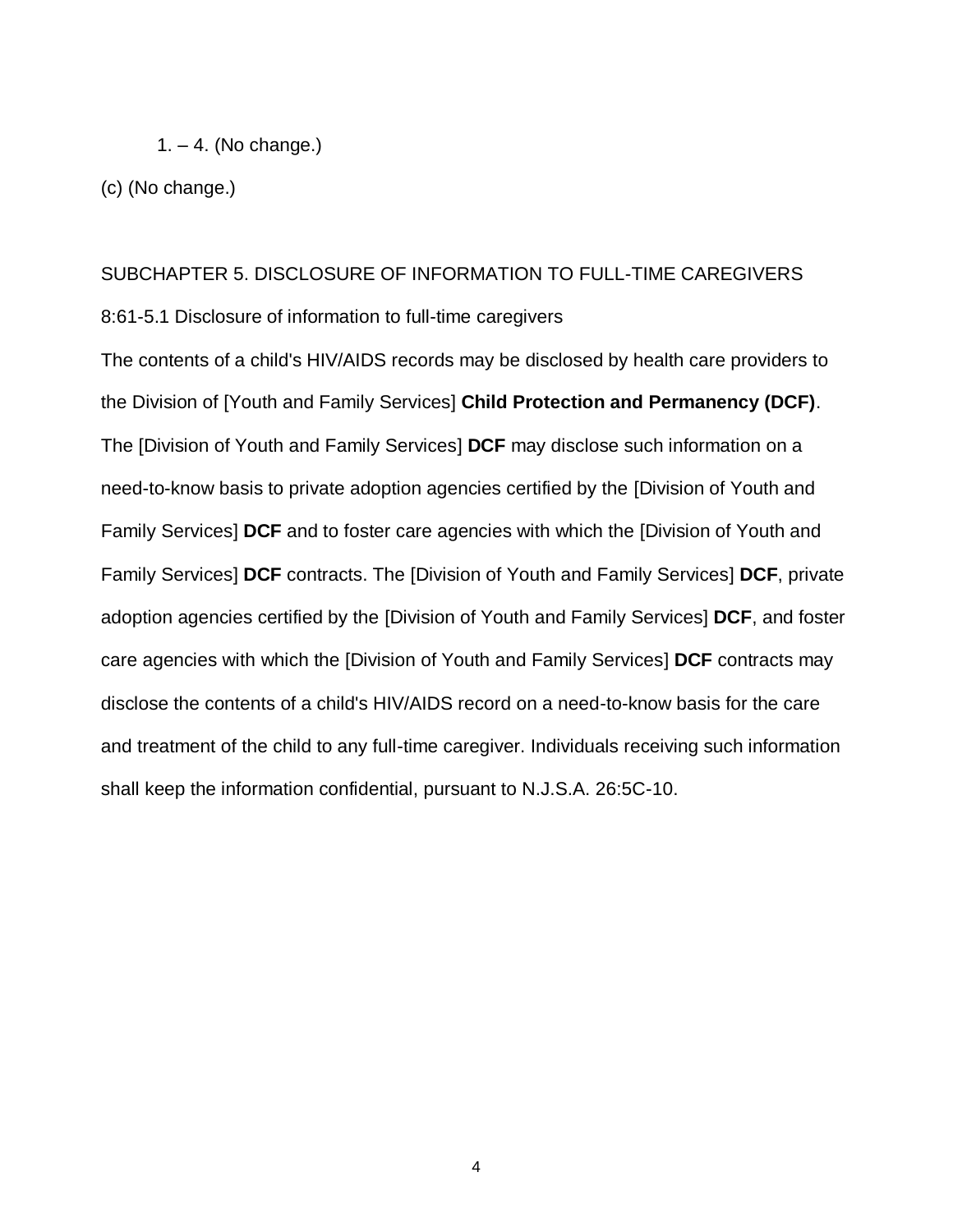1. – 4. (No change.)

(c) (No change.)

SUBCHAPTER 5. DISCLOSURE OF INFORMATION TO FULL-TIME CAREGIVERS

8:61-5.1 Disclosure of information to full-time caregivers

The contents of a child's HIV/AIDS records may be disclosed by health care providers to the Division of [Youth and Family Services] **Child Protection and Permanency (DCF)**. The [Division of Youth and Family Services] **DCF** may disclose such information on a need-to-know basis to private adoption agencies certified by the [Division of Youth and Family Services] **DCF** and to foster care agencies with which the [Division of Youth and Family Services] **DCF** contracts. The [Division of Youth and Family Services] **DCF**, private adoption agencies certified by the [Division of Youth and Family Services] **DCF**, and foster care agencies with which the [Division of Youth and Family Services] **DCF** contracts may disclose the contents of a child's HIV/AIDS record on a need-to-know basis for the care and treatment of the child to any full-time caregiver. Individuals receiving such information shall keep the information confidential, pursuant to N.J.S.A. 26:5C-10.